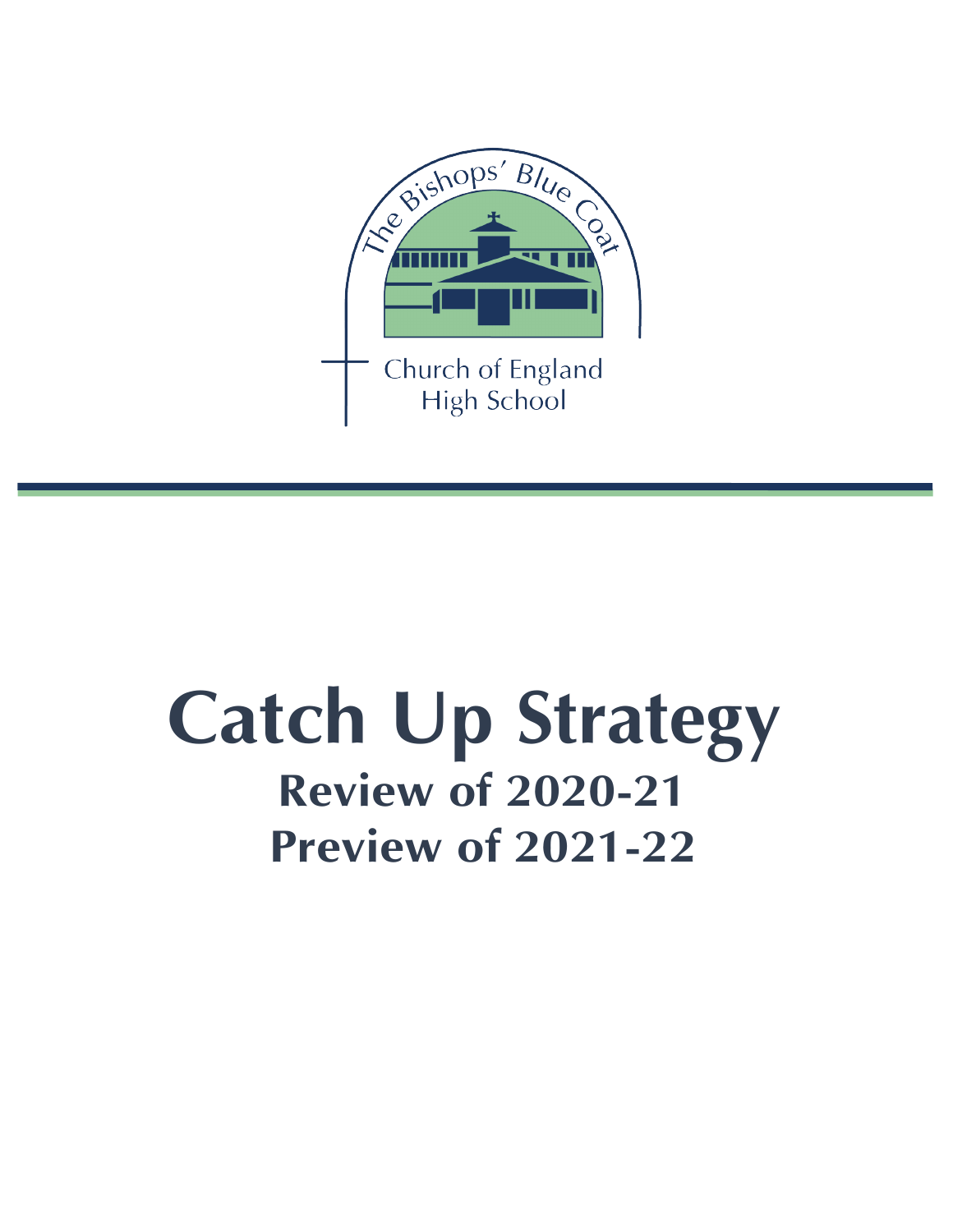The Bishops' Blue Coat

Church of England High School

# Catch Up Strategy

## Review of 2020-21
## Preview of 2021-22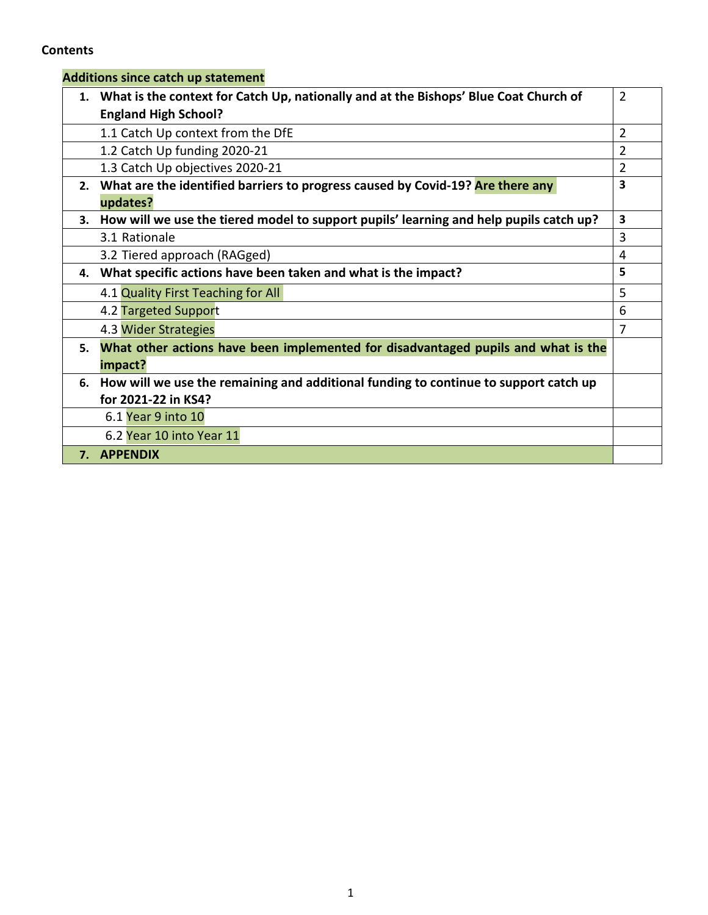**Contents**

**Additions since catch up statement**

| | |
|---|---|
| **1. What is the context for Catch Up, nationally and at the Bishops' Blue Coat Church of England High School?** | 2 |
| 1.1 Catch Up context from the DfE | 2 |
| 1.2 Catch Up funding 2020-21 | 2 |
| 1.3 Catch Up objectives 2020-21 | 2 |
| **2. What are the identified barriers to progress caused by Covid-19? Are there any updates?** | **3** |
| **3. How will we use the tiered model to support pupils' learning and help pupils catch up?** | **3** |
| 3.1 Rationale | 3 |
| 3.2 Tiered approach (RAGged) | 4 |
| **4. What specific actions have been taken and what is the impact?** | **5** |
| 4.1 Quality First Teaching for All | 5 |
| 4.2 Targeted Support | 6 |
| 4.3 Wider Strategies | 7 |
| **5. What other actions have been implemented for disadvantaged pupils and what is the impact?** | |
| **6. How will we use the remaining and additional funding to continue to support catch up for 2021-22 in KS4?** | |
| 6.1 Year 9 into 10 | |
| 6.2 Year 10 into Year 11 | |
| **7. APPENDIX** | |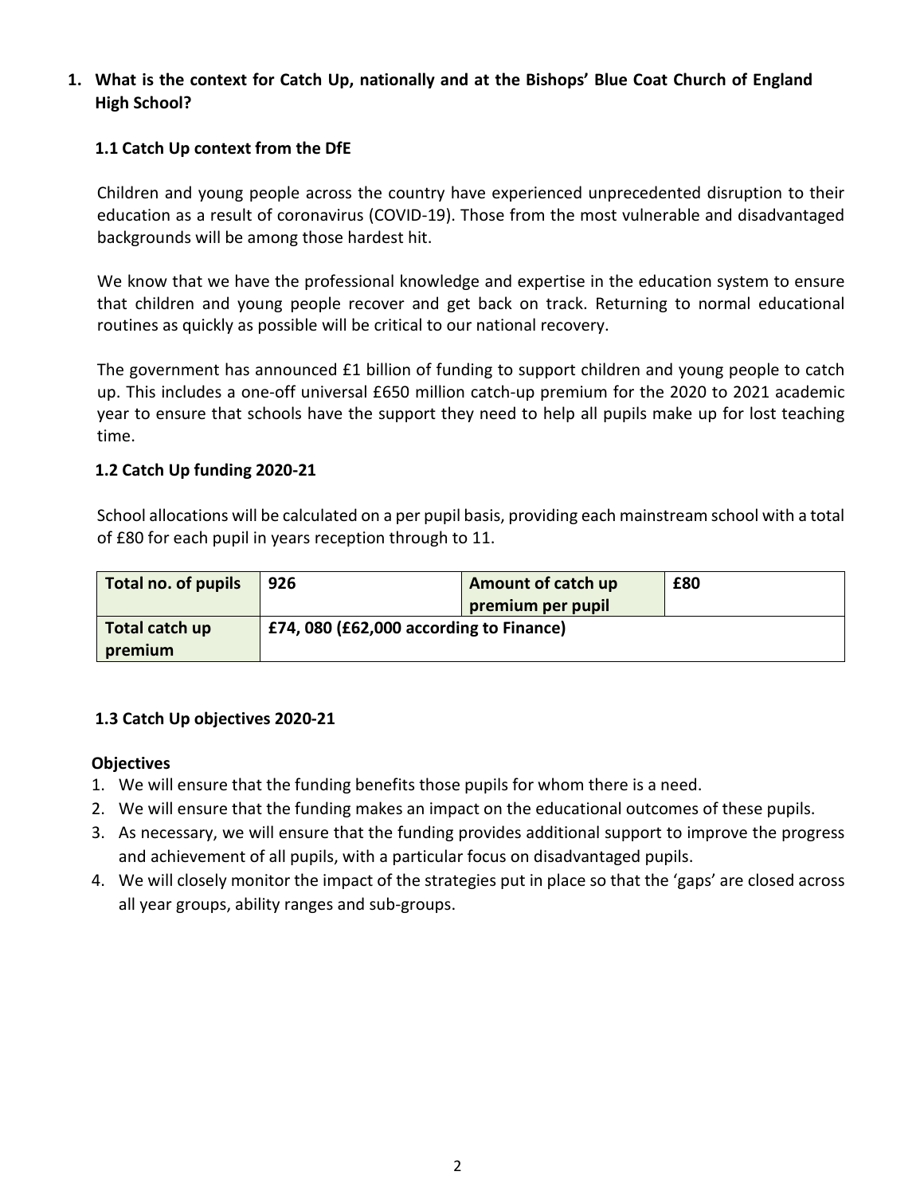## 1. What is the context for Catch Up, nationally and at the Bishops' Blue Coat Church of England High School?

### 1.1 Catch Up context from the DfE

Children and young people across the country have experienced unprecedented disruption to their education as a result of coronavirus (COVID-19). Those from the most vulnerable and disadvantaged backgrounds will be among those hardest hit.

We know that we have the professional knowledge and expertise in the education system to ensure that children and young people recover and get back on track. Returning to normal educational routines as quickly as possible will be critical to our national recovery.

The government has announced £1 billion of funding to support children and young people to catch up. This includes a one-off universal £650 million catch-up premium for the 2020 to 2021 academic year to ensure that schools have the support they need to help all pupils make up for lost teaching time.

### 1.2 Catch Up funding 2020-21

School allocations will be calculated on a per pupil basis, providing each mainstream school with a total of £80 for each pupil in years reception through to 11.

| **Total no. of pupils** | **926** | **Amount of catch up premium per pupil** | **£80** |
|---|---|---|---|
| **Total catch up premium** | **£74, 080 (£62,000 according to Finance)** | | |

### 1.3 Catch Up objectives 2020-21

**Objectives**

1. We will ensure that the funding benefits those pupils for whom there is a need.
2. We will ensure that the funding makes an impact on the educational outcomes of these pupils.
3. As necessary, we will ensure that the funding provides additional support to improve the progress and achievement of all pupils, with a particular focus on disadvantaged pupils.
4. We will closely monitor the impact of the strategies put in place so that the 'gaps' are closed across all year groups, ability ranges and sub-groups.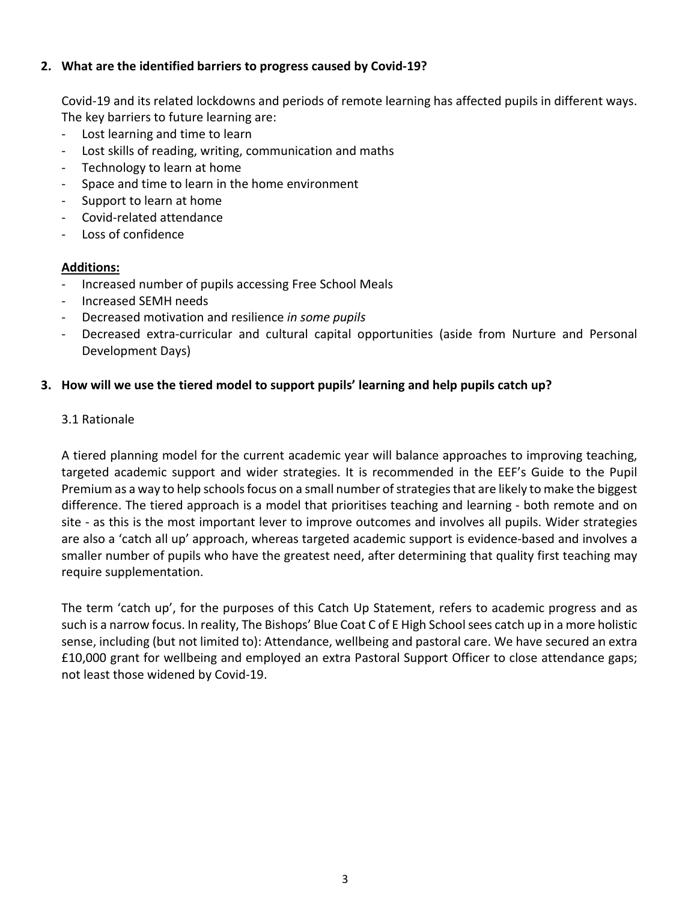## 2. What are the identified barriers to progress caused by Covid-19?

Covid-19 and its related lockdowns and periods of remote learning has affected pupils in different ways. The key barriers to future learning are:

- Lost learning and time to learn
- Lost skills of reading, writing, communication and maths
- Technology to learn at home
- Space and time to learn in the home environment
- Support to learn at home
- Covid-related attendance
- Loss of confidence

**Additions:**

- Increased number of pupils accessing Free School Meals
- Increased SEMH needs
- Decreased motivation and resilience *in some pupils*
- Decreased extra-curricular and cultural capital opportunities (aside from Nurture and Personal Development Days)

## 3. How will we use the tiered model to support pupils' learning and help pupils catch up?

### 3.1 Rationale

A tiered planning model for the current academic year will balance approaches to improving teaching, targeted academic support and wider strategies. It is recommended in the EEF's Guide to the Pupil Premium as a way to help schools focus on a small number of strategies that are likely to make the biggest difference. The tiered approach is a model that prioritises teaching and learning - both remote and on site - as this is the most important lever to improve outcomes and involves all pupils. Wider strategies are also a 'catch all up' approach, whereas targeted academic support is evidence-based and involves a smaller number of pupils who have the greatest need, after determining that quality first teaching may require supplementation.

The term 'catch up', for the purposes of this Catch Up Statement, refers to academic progress and as such is a narrow focus. In reality, The Bishops' Blue Coat C of E High School sees catch up in a more holistic sense, including (but not limited to): Attendance, wellbeing and pastoral care. We have secured an extra £10,000 grant for wellbeing and employed an extra Pastoral Support Officer to close attendance gaps; not least those widened by Covid-19.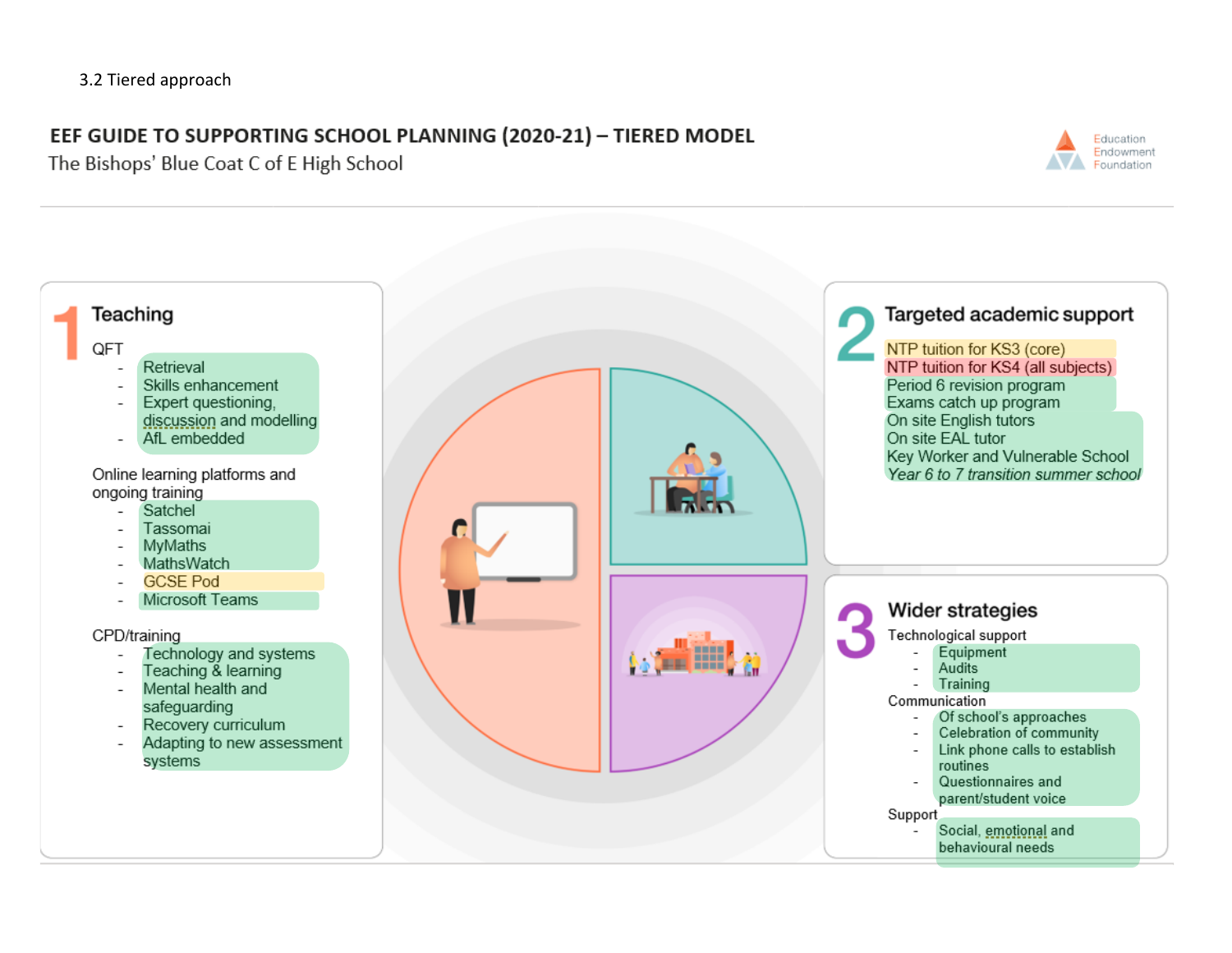3.2 Tiered approach

## EEF GUIDE TO SUPPORTING SCHOOL PLANNING (2020-21) – TIERED MODEL

The Bishops' Blue Coat C of E High School

Education Endowment Foundation

### 1 Teaching

QFT
- Retrieval
- Skills enhancement
- Expert questioning, discussion and modelling
- AfL embedded

Online learning platforms and ongoing training
- Satchel
- Tassomai
- MyMaths
- MathsWatch
- GCSE Pod
- Microsoft Teams

CPD/training
- Technology and systems
- Teaching & learning
- Mental health and safeguarding
- Recovery curriculum
- Adapting to new assessment systems

### 2 Targeted academic support

NTP tuition for KS3 (core)
NTP tuition for KS4 (all subjects)
Period 6 revision program
Exams catch up program
On site English tutors
On site EAL tutor
Key Worker and Vulnerable School
*Year 6 to 7 transition summer school*

### 3 Wider strategies

Technological support
- Equipment
- Audits
- Training

Communication
- Of school's approaches
- Celebration of community
- Link phone calls to establish routines
- Questionnaires and parent/student voice

Support
- Social, emotional and behavioural needs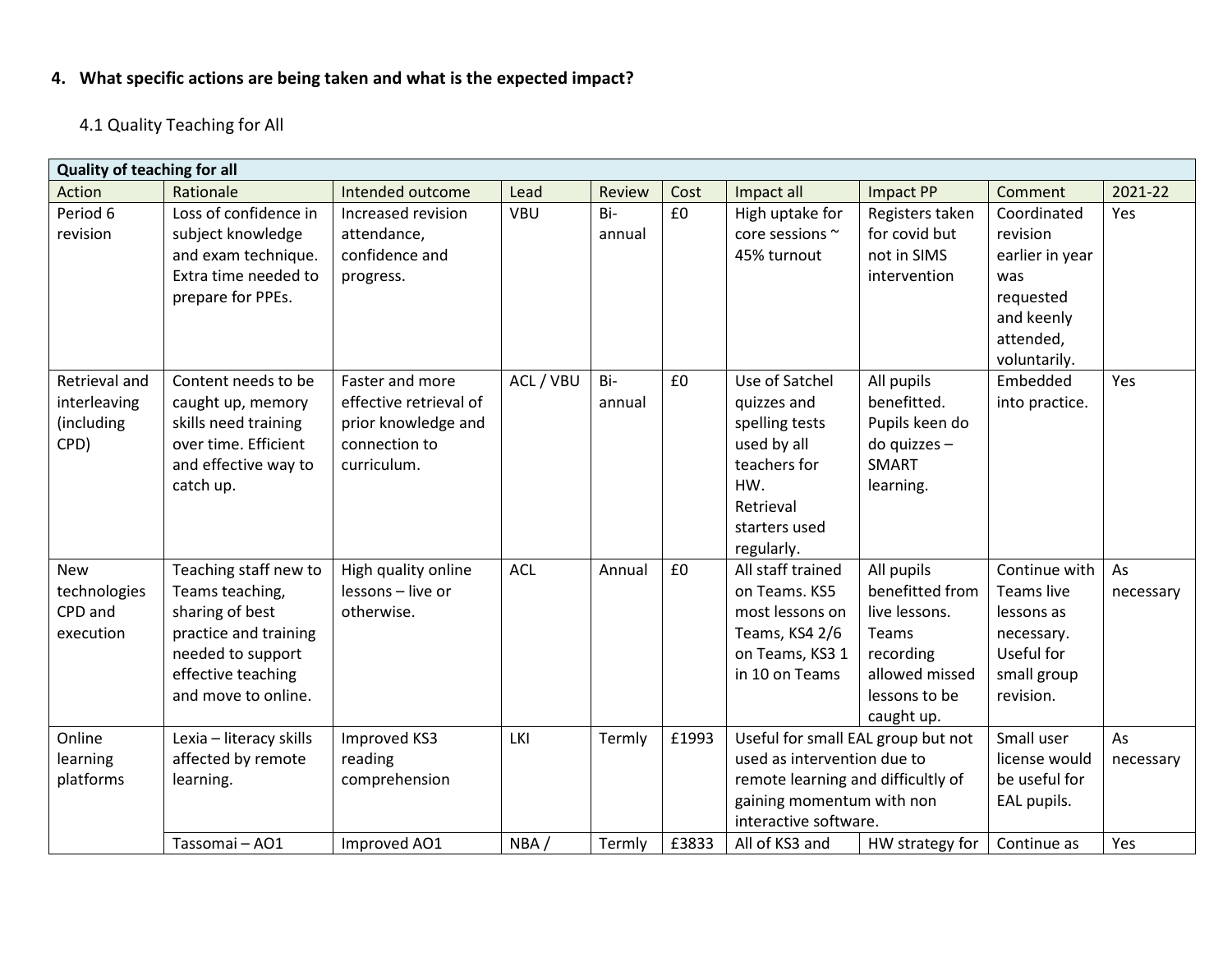## 4. What specific actions are being taken and what is the expected impact?

### 4.1 Quality Teaching for All

| Quality of teaching for all | | | | | | | | | |
|---|---|---|---|---|---|---|---|---|---|
| Action | Rationale | Intended outcome | Lead | Review | Cost | Impact all | Impact PP | Comment | 2021-22 |
| Period 6 revision | Loss of confidence in subject knowledge and exam technique. Extra time needed to prepare for PPEs. | Increased revision attendance, confidence and progress. | VBU | Bi-annual | £0 | High uptake for core sessions ~ 45% turnout | Registers taken for covid but not in SIMS intervention | Coordinated revision earlier in year was requested and keenly attended, voluntarily. | Yes |
| Retrieval and interleaving (including CPD) | Content needs to be caught up, memory skills need training over time. Efficient and effective way to catch up. | Faster and more effective retrieval of prior knowledge and connection to curriculum. | ACL / VBU | Bi-annual | £0 | Use of Satchel quizzes and spelling tests used by all teachers for HW. Retrieval starters used regularly. | All pupils benefitted. Pupils keen do do quizzes – SMART learning. | Embedded into practice. | Yes |
| New technologies CPD and execution | Teaching staff new to Teams teaching, sharing of best practice and training needed to support effective teaching and move to online. | High quality online lessons – live or otherwise. | ACL | Annual | £0 | All staff trained on Teams. KS5 most lessons on Teams, KS4 2/6 on Teams, KS3 1 in 10 on Teams | All pupils benefitted from live lessons. Teams recording allowed missed lessons to be caught up. | Continue with Teams live lessons as necessary. Useful for small group revision. | As necessary |
| Online learning platforms | Lexia – literacy skills affected by remote learning. | Improved KS3 reading comprehension | LKI | Termly | £1993 | Useful for small EAL group but not used as intervention due to remote learning and difficultly of gaining momentum with non interactive software. | | Small user license would be useful for EAL pupils. | As necessary |
| | Tassomai – AO1 | Improved AO1 | NBA / | Termly | £3833 | All of KS3 and | HW strategy for | Continue as | Yes |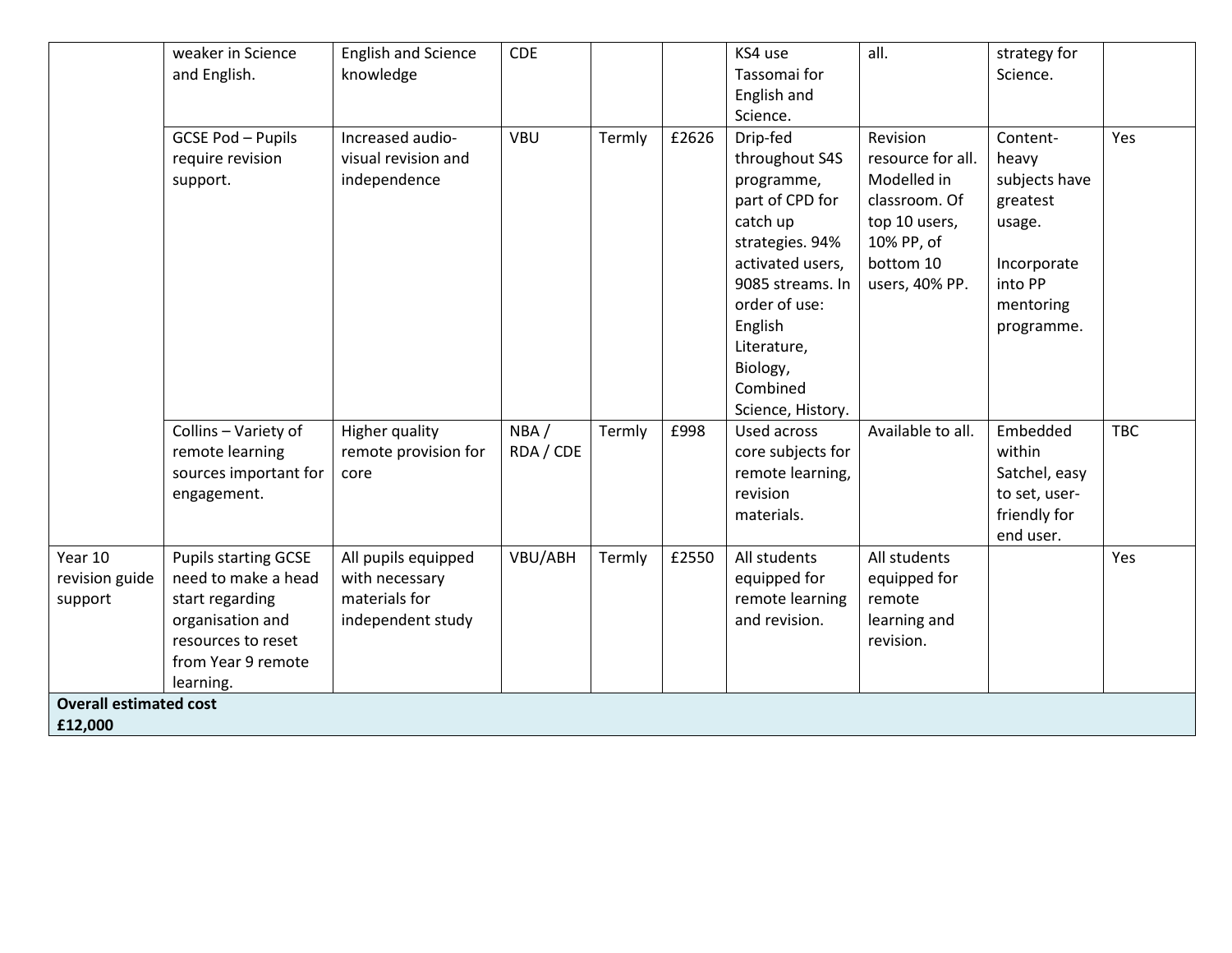| | | | | | | | | | |
|---|---|---|---|---|---|---|---|---|---|
| | weaker in Science and English. | English and Science knowledge | CDE | | | KS4 use Tassomai for English and Science. | all. | strategy for Science. | |
| | GCSE Pod – Pupils require revision support. | Increased audio-visual revision and independence | VBU | Termly | £2626 | Drip-fed throughout S4S programme, part of CPD for catch up strategies. 94% activated users, 9085 streams. In order of use: English Literature, Biology, Combined Science, History. | Revision resource for all. Modelled in classroom. Of top 10 users, 10% PP, of bottom 10 users, 40% PP. | Content-heavy subjects have greatest usage.<br><br>Incorporate into PP mentoring programme. | Yes |
| | Collins – Variety of remote learning sources important for engagement. | Higher quality remote provision for core | NBA / RDA / CDE | Termly | £998 | Used across core subjects for remote learning, revision materials. | Available to all. | Embedded within Satchel, easy to set, user-friendly for end user. | TBC |
| Year 10 revision guide support | Pupils starting GCSE need to make a head start regarding organisation and resources to reset from Year 9 remote learning. | All pupils equipped with necessary materials for independent study | VBU/ABH | Termly | £2550 | All students equipped for remote learning and revision. | All students equipped for remote learning and revision. | | Yes |
| **Overall estimated cost**<br>**£12,000** | | | | | | | | | |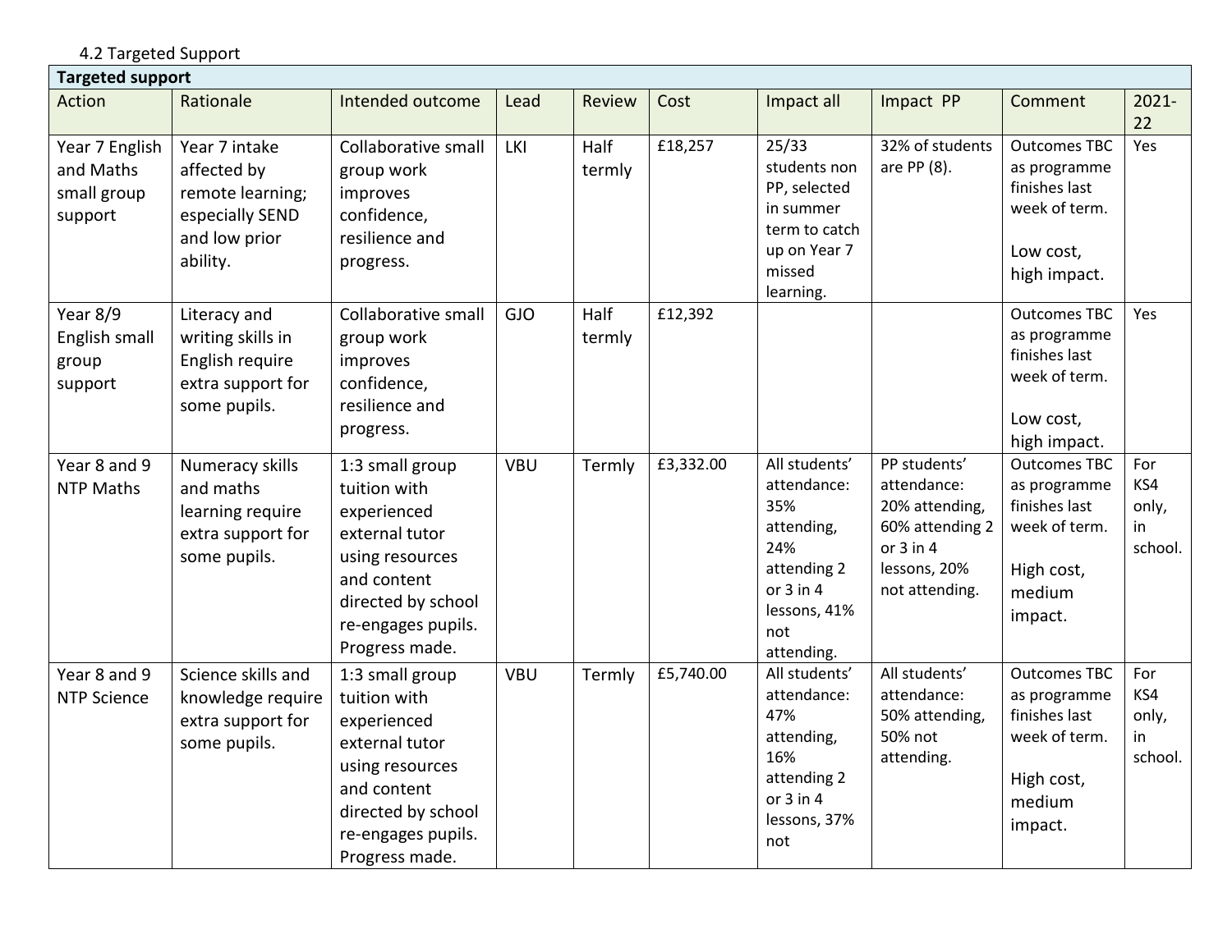4.2 Targeted Support

| Targeted support | | | | | | | | | |
|---|---|---|---|---|---|---|---|---|---|
| Action | Rationale | Intended outcome | Lead | Review | Cost | Impact all | Impact PP | Comment | 2021-22 |
| Year 7 English and Maths small group support | Year 7 intake affected by remote learning; especially SEND and low prior ability. | Collaborative small group work improves confidence, resilience and progress. | LKI | Half termly | £18,257 | 25/33 students non PP, selected in summer term to catch up on Year 7 missed learning. | 32% of students are PP (8). | Outcomes TBC as programme finishes last week of term. Low cost, high impact. | Yes |
| Year 8/9 English small group support | Literacy and writing skills in English require extra support for some pupils. | Collaborative small group work improves confidence, resilience and progress. | GJO | Half termly | £12,392 | | | Outcomes TBC as programme finishes last week of term. Low cost, high impact. | Yes |
| Year 8 and 9 NTP Maths | Numeracy skills and maths learning require extra support for some pupils. | 1:3 small group tuition with experienced external tutor using resources and content directed by school re-engages pupils. Progress made. | VBU | Termly | £3,332.00 | All students' attendance: 35% attending, 24% attending 2 or 3 in 4 lessons, 41% not attending. | PP students' attendance: 20% attending, 60% attending 2 or 3 in 4 lessons, 20% not attending. | Outcomes TBC as programme finishes last week of term. High cost, medium impact. | For KS4 only, in school. |
| Year 8 and 9 NTP Science | Science skills and knowledge require extra support for some pupils. | 1:3 small group tuition with experienced external tutor using resources and content directed by school re-engages pupils. Progress made. | VBU | Termly | £5,740.00 | All students' attendance: 47% attending, 16% attending 2 or 3 in 4 lessons, 37% not | All students' attendance: 50% attending, 50% not attending. | Outcomes TBC as programme finishes last week of term. High cost, medium impact. | For KS4 only, in school. |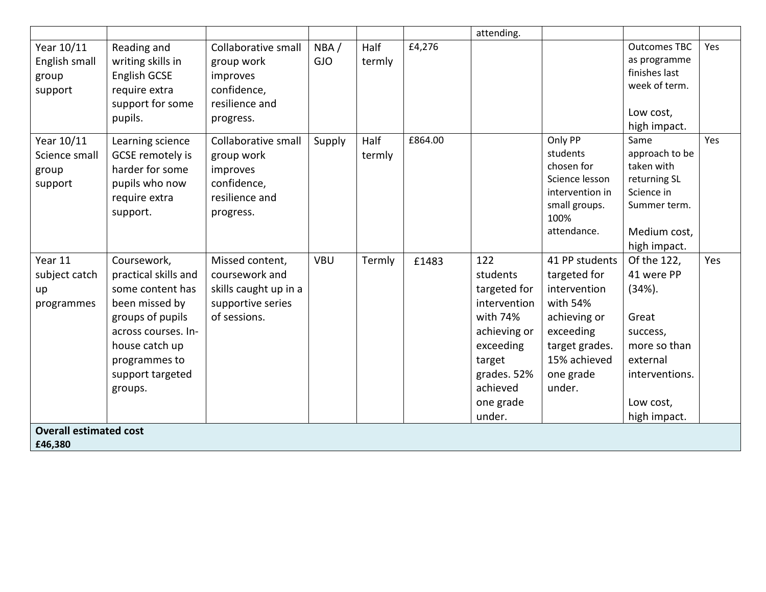| | | | | | | attending. | | | |
|---|---|---|---|---|---|---|---|---|---|
| Year 10/11 English small group support | Reading and writing skills in English GCSE require extra support for some pupils. | Collaborative small group work improves confidence, resilience and progress. | NBA / GJO | Half termly | £4,276 | | | Outcomes TBC as programme finishes last week of term.<br><br>Low cost, high impact. | Yes |
| Year 10/11 Science small group support | Learning science GCSE remotely is harder for some pupils who now require extra support. | Collaborative small group work improves confidence, resilience and progress. | Supply | Half termly | £864.00 | | Only PP students chosen for Science lesson intervention in small groups. 100% attendance. | Same approach to be taken with returning SL Science in Summer term.<br><br>Medium cost, high impact. | Yes |
| Year 11 subject catch up programmes | Coursework, practical skills and some content has been missed by groups of pupils across courses. In-house catch up programmes to support targeted groups. | Missed content, coursework and skills caught up in a supportive series of sessions. | VBU | Termly | £1483 | 122 students targeted for intervention with 74% achieving or exceeding target grades. 52% achieved one grade under. | 41 PP students targeted for intervention with 54% achieving or exceeding target grades. 15% achieved one grade under. | Of the 122, 41 were PP (34%).<br><br>Great success, more so than external interventions.<br><br>Low cost, high impact. | Yes |
| **Overall estimated cost**<br>**£46,380** | | | | | | | | | |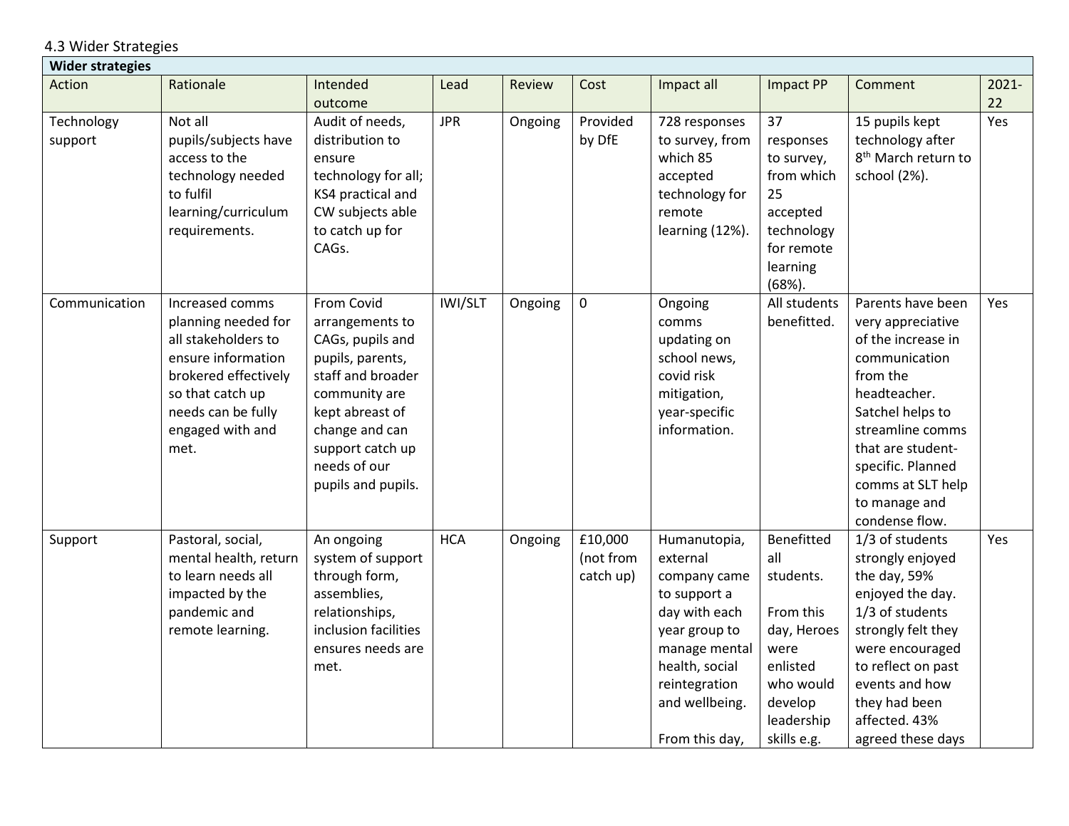### 4.3 Wider Strategies

| Wider strategies | | | | | | | | | |
|---|---|---|---|---|---|---|---|---|---|
| Action | Rationale | Intended outcome | Lead | Review | Cost | Impact all | Impact PP | Comment | 2021-22 |
| Technology support | Not all pupils/subjects have access to the technology needed to fulfil learning/curriculum requirements. | Audit of needs, distribution to ensure technology for all; KS4 practical and CW subjects able to catch up for CAGs. | JPR | Ongoing | Provided by DfE | 728 responses to survey, from which 85 accepted technology for remote learning (12%). | 37 responses to survey, from which 25 accepted technology for remote learning (68%). | 15 pupils kept technology after 8th March return to school (2%). | Yes |
| Communication | Increased comms planning needed for all stakeholders to ensure information brokered effectively so that catch up needs can be fully engaged with and met. | From Covid arrangements to CAGs, pupils and pupils, parents, staff and broader community are kept abreast of change and can support catch up needs of our pupils and pupils. | IWI/SLT | Ongoing | 0 | Ongoing comms updating on school news, covid risk mitigation, year-specific information. | All students benefitted. | Parents have been very appreciative of the increase in communication from the headteacher. Satchel helps to streamline comms that are student-specific. Planned comms at SLT help to manage and condense flow. | Yes |
| Support | Pastoral, social, mental health, return to learn needs all impacted by the pandemic and remote learning. | An ongoing system of support through form, assemblies, relationships, inclusion facilities ensures needs are met. | HCA | Ongoing | £10,000 (not from catch up) | Humanutopia, external company came to support a day with each year group to manage mental health, social reintegration and wellbeing.<br><br>From this day, | Benefitted all students.<br><br>From this day, Heroes were enlisted who would develop leadership skills e.g. | 1/3 of students strongly enjoyed the day, 59% enjoyed the day. 1/3 of students strongly felt they were encouraged to reflect on past events and how they had been affected. 43% agreed these days | Yes |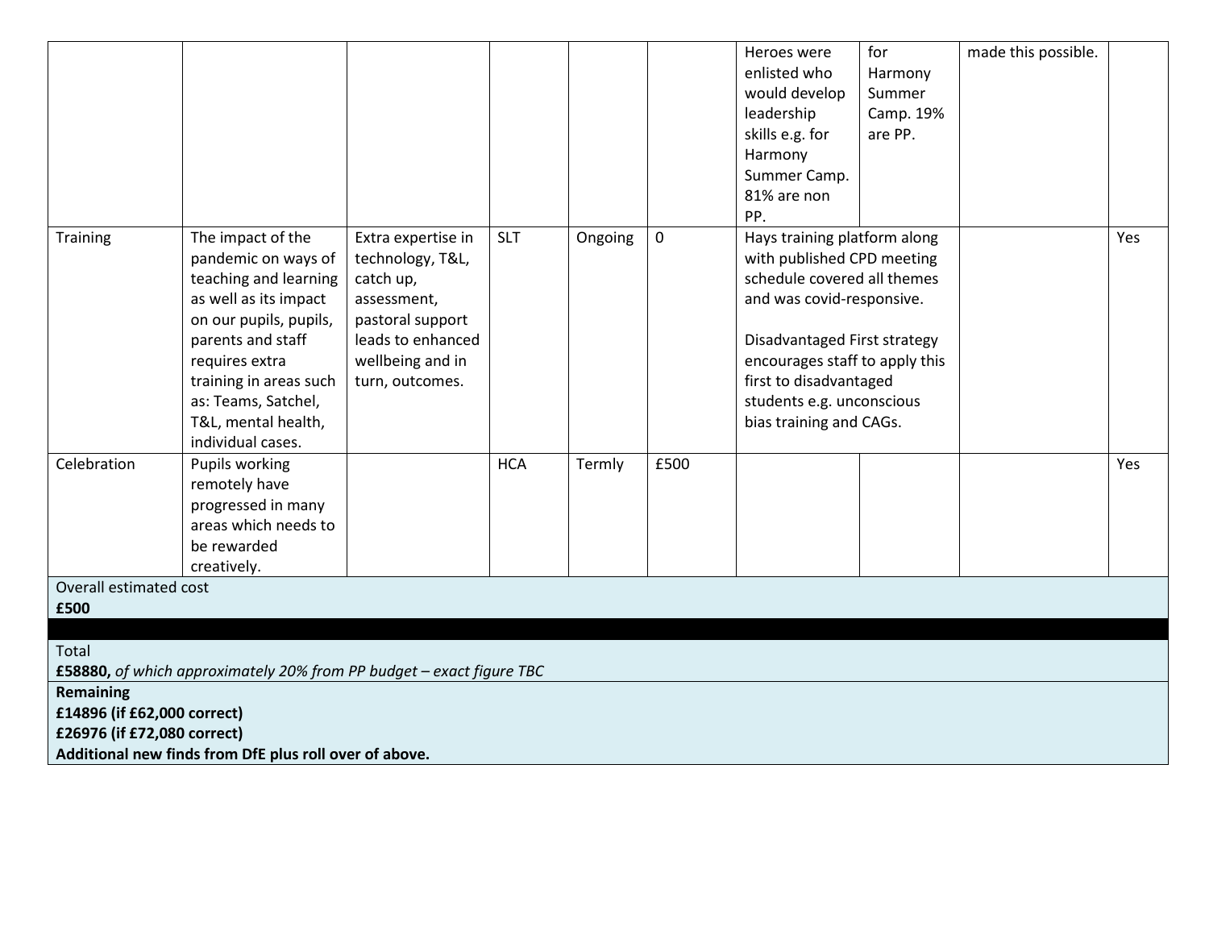| | | | | | | | | | |
|---|---|---|---|---|---|---|---|---|---|
| | | | | | | Heroes were enlisted who would develop leadership skills e.g. for Harmony Summer Camp. 81% are non PP. | for Harmony Summer Camp. 19% are PP. | made this possible. | |
| Training | The impact of the pandemic on ways of teaching and learning as well as its impact on our pupils, pupils, parents and staff requires extra training in areas such as: Teams, Satchel, T&L, mental health, individual cases. | Extra expertise in technology, T&L, catch up, assessment, pastoral support leads to enhanced wellbeing and in turn, outcomes. | SLT | Ongoing | 0 | Hays training platform along with published CPD meeting schedule covered all themes and was covid-responsive.<br><br>Disadvantaged First strategy encourages staff to apply this first to disadvantaged students e.g. unconscious bias training and CAGs. | | | Yes |
| Celebration | Pupils working remotely have progressed in many areas which needs to be rewarded creatively. | | HCA | Termly | £500 | | | | Yes |
| Overall estimated cost<br>**£500** | | | | | | | | | |
| | | | | | | | | | |
| Total<br>**£58880,** *of which approximately 20% from PP budget – exact figure TBC* | | | | | | | | | |
| **Remaining**<br>**£14896 (if £62,000 correct)**<br>**£26976 (if £72,080 correct)**<br>**Additional new finds from DfE plus roll over of above.** | | | | | | | | | |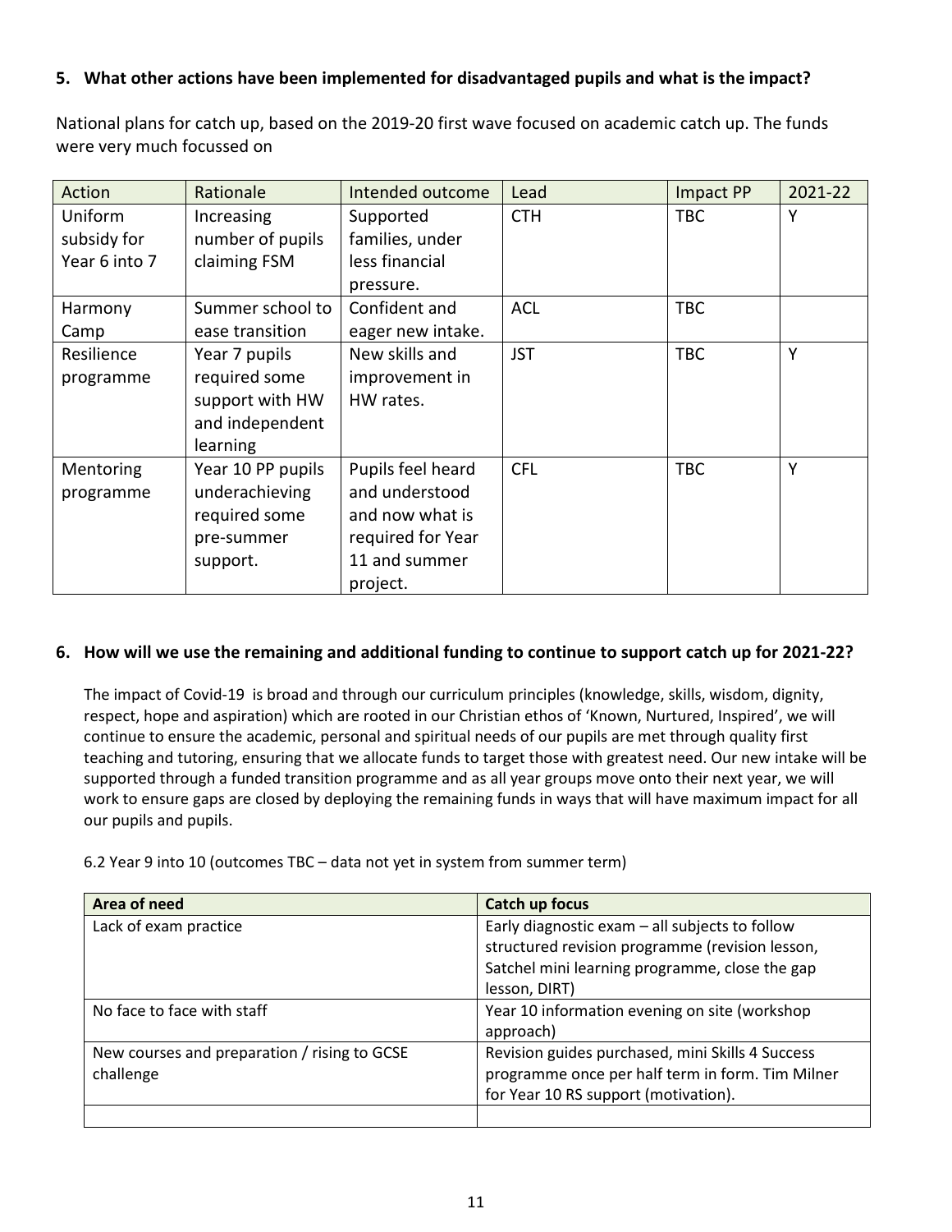**5. What other actions have been implemented for disadvantaged pupils and what is the impact?**

National plans for catch up, based on the 2019-20 first wave focused on academic catch up. The funds were very much focussed on

| Action | Rationale | Intended outcome | Lead | Impact PP | 2021-22 |
|---|---|---|---|---|---|
| Uniform subsidy for Year 6 into 7 | Increasing number of pupils claiming FSM | Supported families, under less financial pressure. | CTH | TBC | Y |
| Harmony Camp | Summer school to ease transition | Confident and eager new intake. | ACL | TBC | |
| Resilience programme | Year 7 pupils required some support with HW and independent learning | New skills and improvement in HW rates. | JST | TBC | Y |
| Mentoring programme | Year 10 PP pupils underachieving required some pre-summer support. | Pupils feel heard and understood and now what is required for Year 11 and summer project. | CFL | TBC | Y |

**6. How will we use the remaining and additional funding to continue to support catch up for 2021-22?**

The impact of Covid-19 is broad and through our curriculum principles (knowledge, skills, wisdom, dignity, respect, hope and aspiration) which are rooted in our Christian ethos of 'Known, Nurtured, Inspired', we will continue to ensure the academic, personal and spiritual needs of our pupils are met through quality first teaching and tutoring, ensuring that we allocate funds to target those with greatest need. Our new intake will be supported through a funded transition programme and as all year groups move onto their next year, we will work to ensure gaps are closed by deploying the remaining funds in ways that will have maximum impact for all our pupils and pupils.

6.2 Year 9 into 10 (outcomes TBC – data not yet in system from summer term)

| **Area of need** | **Catch up focus** |
|---|---|
| Lack of exam practice | Early diagnostic exam – all subjects to follow structured revision programme (revision lesson, Satchel mini learning programme, close the gap lesson, DIRT) |
| No face to face with staff | Year 10 information evening on site (workshop approach) |
| New courses and preparation / rising to GCSE challenge | Revision guides purchased, mini Skills 4 Success programme once per half term in form. Tim Milner for Year 10 RS support (motivation). |
| | |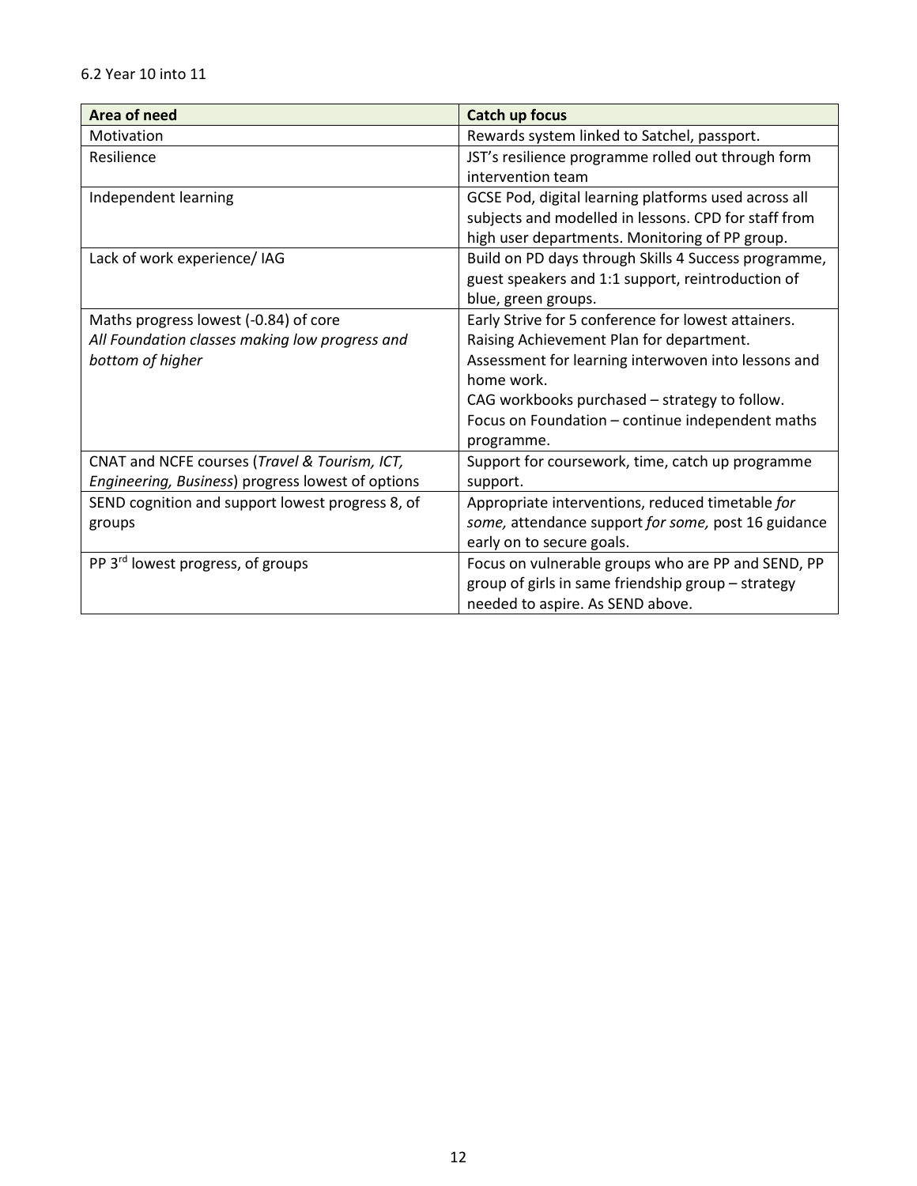6.2 Year 10 into 11

| **Area of need** | **Catch up focus** |
| --- | --- |
| Motivation | Rewards system linked to Satchel, passport. |
| Resilience | JST's resilience programme rolled out through form intervention team |
| Independent learning | GCSE Pod, digital learning platforms used across all subjects and modelled in lessons. CPD for staff from high user departments. Monitoring of PP group. |
| Lack of work experience/ IAG | Build on PD days through Skills 4 Success programme, guest speakers and 1:1 support, reintroduction of blue, green groups. |
| Maths progress lowest (-0.84) of core<br>*All Foundation classes making low progress and bottom of higher* | Early Strive for 5 conference for lowest attainers.<br>Raising Achievement Plan for department.<br>Assessment for learning interwoven into lessons and home work.<br>CAG workbooks purchased – strategy to follow.<br>Focus on Foundation – continue independent maths programme. |
| CNAT and NCFE courses (*Travel & Tourism, ICT, Engineering, Business*) progress lowest of options | Support for coursework, time, catch up programme support. |
| SEND cognition and support lowest progress 8, of groups | Appropriate interventions, reduced timetable *for some,* attendance support *for some,* post 16 guidance early on to secure goals. |
| PP 3rd lowest progress, of groups | Focus on vulnerable groups who are PP and SEND, PP group of girls in same friendship group – strategy needed to aspire. As SEND above. |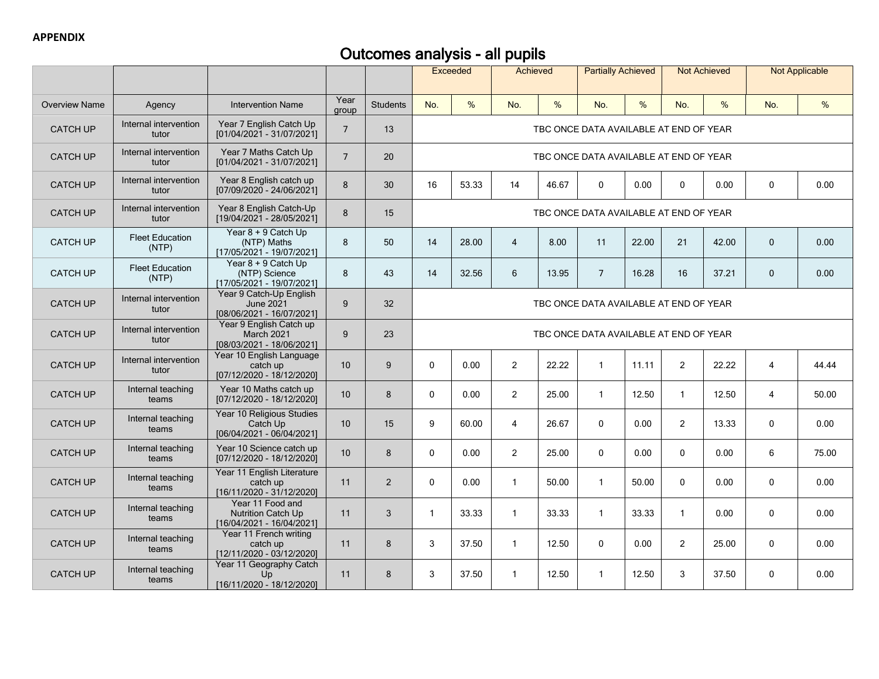**APPENDIX**

# Outcomes analysis - all pupils

| | | | | | Exceeded | | Achieved | | Partially Achieved | | Not Achieved | | Not Applicable | |
|---|---|---|---|---|---|---|---|---|---|---|---|---|---|---|
| Overview Name | Agency | Intervention Name | Year group | Students | No. | % | No. | % | No. | % | No. | % | No. | % |
| CATCH UP | Internal intervention tutor | Year 7 English Catch Up [01/04/2021 - 31/07/2021] | 7 | 13 | TBC ONCE DATA AVAILABLE AT END OF YEAR | | | | | | | | | |
| CATCH UP | Internal intervention tutor | Year 7 Maths Catch Up [01/04/2021 - 31/07/2021] | 7 | 20 | TBC ONCE DATA AVAILABLE AT END OF YEAR | | | | | | | | | |
| CATCH UP | Internal intervention tutor | Year 8 English catch up [07/09/2020 - 24/06/2021] | 8 | 30 | 16 | 53.33 | 14 | 46.67 | 0 | 0.00 | 0 | 0.00 | 0 | 0.00 |
| CATCH UP | Internal intervention tutor | Year 8 English Catch-Up [19/04/2021 - 28/05/2021] | 8 | 15 | TBC ONCE DATA AVAILABLE AT END OF YEAR | | | | | | | | | |
| CATCH UP | Fleet Education (NTP) | Year 8 + 9 Catch Up (NTP) Maths [17/05/2021 - 19/07/2021] | 8 | 50 | 14 | 28.00 | 4 | 8.00 | 11 | 22.00 | 21 | 42.00 | 0 | 0.00 |
| CATCH UP | Fleet Education (NTP) | Year 8 + 9 Catch Up (NTP) Science [17/05/2021 - 19/07/2021] | 8 | 43 | 14 | 32.56 | 6 | 13.95 | 7 | 16.28 | 16 | 37.21 | 0 | 0.00 |
| CATCH UP | Internal intervention tutor | Year 9 Catch-Up English June 2021 [08/06/2021 - 16/07/2021] | 9 | 32 | TBC ONCE DATA AVAILABLE AT END OF YEAR | | | | | | | | | |
| CATCH UP | Internal intervention tutor | Year 9 English Catch up March 2021 [08/03/2021 - 18/06/2021] | 9 | 23 | TBC ONCE DATA AVAILABLE AT END OF YEAR | | | | | | | | | |
| CATCH UP | Internal intervention tutor | Year 10 English Language catch up [07/12/2020 - 18/12/2020] | 10 | 9 | 0 | 0.00 | 2 | 22.22 | 1 | 11.11 | 2 | 22.22 | 4 | 44.44 |
| CATCH UP | Internal teaching teams | Year 10 Maths catch up [07/12/2020 - 18/12/2020] | 10 | 8 | 0 | 0.00 | 2 | 25.00 | 1 | 12.50 | 1 | 12.50 | 4 | 50.00 |
| CATCH UP | Internal teaching teams | Year 10 Religious Studies Catch Up [06/04/2021 - 06/04/2021] | 10 | 15 | 9 | 60.00 | 4 | 26.67 | 0 | 0.00 | 2 | 13.33 | 0 | 0.00 |
| CATCH UP | Internal teaching teams | Year 10 Science catch up [07/12/2020 - 18/12/2020] | 10 | 8 | 0 | 0.00 | 2 | 25.00 | 0 | 0.00 | 0 | 0.00 | 6 | 75.00 |
| CATCH UP | Internal teaching teams | Year 11 English Literature catch up [16/11/2020 - 31/12/2020] | 11 | 2 | 0 | 0.00 | 1 | 50.00 | 1 | 50.00 | 0 | 0.00 | 0 | 0.00 |
| CATCH UP | Internal teaching teams | Year 11 Food and Nutrition Catch Up [16/04/2021 - 16/04/2021] | 11 | 3 | 1 | 33.33 | 1 | 33.33 | 1 | 33.33 | 1 | 0.00 | 0 | 0.00 |
| CATCH UP | Internal teaching teams | Year 11 French writing catch up [12/11/2020 - 03/12/2020] | 11 | 8 | 3 | 37.50 | 1 | 12.50 | 0 | 0.00 | 2 | 25.00 | 0 | 0.00 |
| CATCH UP | Internal teaching teams | Year 11 Geography Catch Up [16/11/2020 - 18/12/2020] | 11 | 8 | 3 | 37.50 | 1 | 12.50 | 1 | 12.50 | 3 | 37.50 | 0 | 0.00 |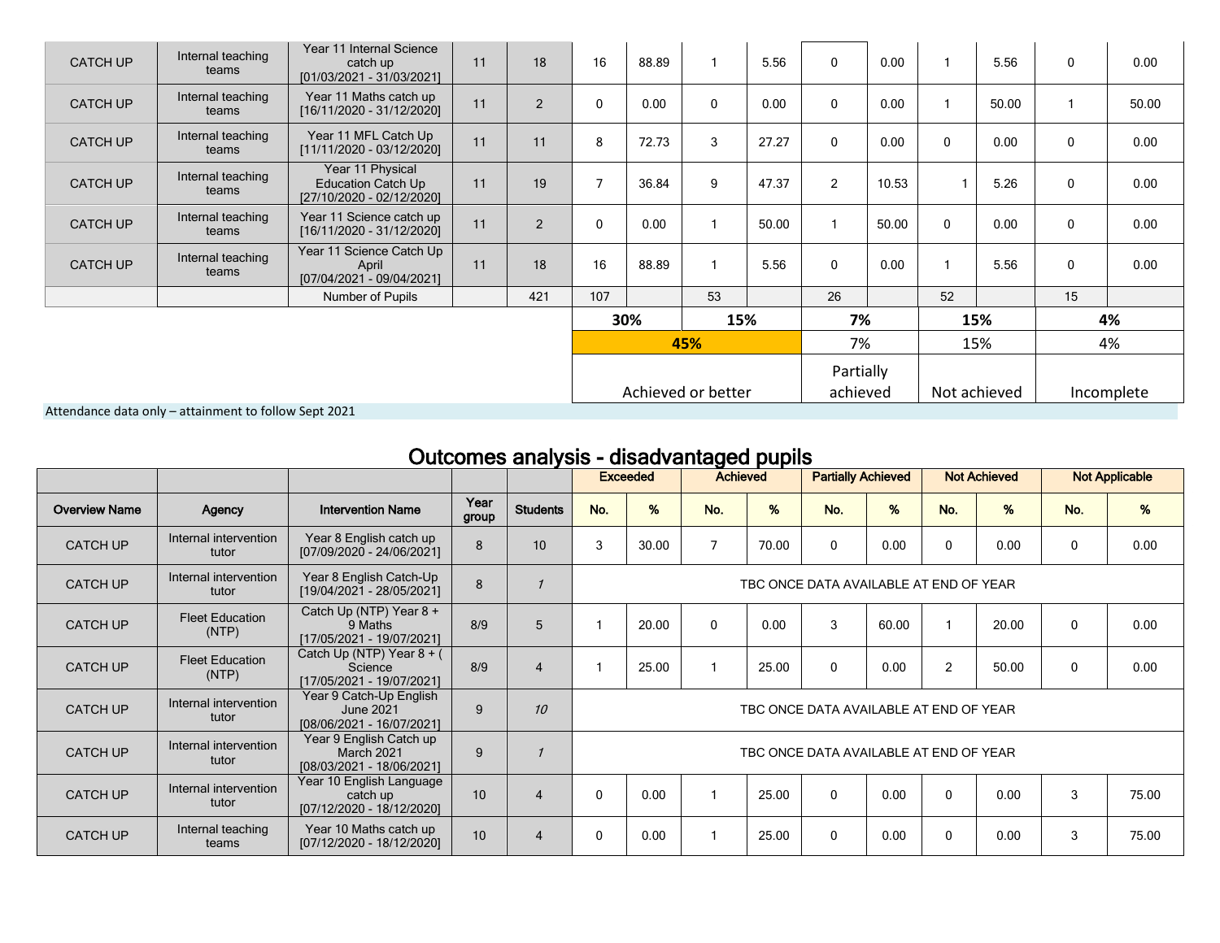| CATCH UP | Internal teaching teams | Year 11 Internal Science catch up [01/03/2021 - 31/03/2021] | 11 | 18 | 16 | 88.89 | 1 | 5.56 | 0 | 0.00 | 1 | 5.56 | 0 | 0.00 |
|---|---|---|---|---|---|---|---|---|---|---|---|---|---|---|
| CATCH UP | Internal teaching teams | Year 11 Maths catch up [16/11/2020 - 31/12/2020] | 11 | 2 | 0 | 0.00 | 0 | 0.00 | 0 | 0.00 | 1 | 50.00 | 1 | 50.00 |
| CATCH UP | Internal teaching teams | Year 11 MFL Catch Up [11/11/2020 - 03/12/2020] | 11 | 11 | 8 | 72.73 | 3 | 27.27 | 0 | 0.00 | 0 | 0.00 | 0 | 0.00 |
| CATCH UP | Internal teaching teams | Year 11 Physical Education Catch Up [27/10/2020 - 02/12/2020] | 11 | 19 | 7 | 36.84 | 9 | 47.37 | 2 | 10.53 | 1 | 5.26 | 0 | 0.00 |
| CATCH UP | Internal teaching teams | Year 11 Science catch up [16/11/2020 - 31/12/2020] | 11 | 2 | 0 | 0.00 | 1 | 50.00 | 1 | 50.00 | 0 | 0.00 | 0 | 0.00 |
| CATCH UP | Internal teaching teams | Year 11 Science Catch Up April [07/04/2021 - 09/04/2021] | 11 | 18 | 16 | 88.89 | 1 | 5.56 | 0 | 0.00 | 1 | 5.56 | 0 | 0.00 |
| | | Number of Pupils | | 421 | 107 | | 53 | | 26 | | 52 | | 15 | |
| | | | | | **30%** | | **15%** | | **7%** | | **15%** | | **4%** | |
| | | | | | **45%** | | | | 7% | | 15% | | 4% | |
| | | | | | Achieved or better | | | | Partially achieved | | Not achieved | | Incomplete | |

Attendance data only – attainment to follow Sept 2021

## Outcomes analysis - disadvantaged pupils

| | | | | | Exceeded | | Achieved | | Partially Achieved | | Not Achieved | | Not Applicable | |
|---|---|---|---|---|---|---|---|---|---|---|---|---|---|---|
| **Overview Name** | **Agency** | **Intervention Name** | **Year group** | **Students** | **No.** | **%** | **No.** | **%** | **No.** | **%** | **No.** | **%** | **No.** | **%** |
| CATCH UP | Internal intervention tutor | Year 8 English catch up [07/09/2020 - 24/06/2021] | 8 | 10 | 3 | 30.00 | 7 | 70.00 | 0 | 0.00 | 0 | 0.00 | 0 | 0.00 |
| CATCH UP | Internal intervention tutor | Year 8 English Catch-Up [19/04/2021 - 28/05/2021] | 8 | *1* | TBC ONCE DATA AVAILABLE AT END OF YEAR | | | | | | | | | |
| CATCH UP | Fleet Education (NTP) | Catch Up (NTP) Year 8 + 9 Maths [17/05/2021 - 19/07/2021] | 8/9 | 5 | 1 | 20.00 | 0 | 0.00 | 3 | 60.00 | 1 | 20.00 | 0 | 0.00 |
| CATCH UP | Fleet Education (NTP) | Catch Up (NTP) Year 8 + ( Science [17/05/2021 - 19/07/2021] | 8/9 | 4 | 1 | 25.00 | 1 | 25.00 | 0 | 0.00 | 2 | 50.00 | 0 | 0.00 |
| CATCH UP | Internal intervention tutor | Year 9 Catch-Up English June 2021 [08/06/2021 - 16/07/2021] | 9 | *10* | TBC ONCE DATA AVAILABLE AT END OF YEAR | | | | | | | | | |
| CATCH UP | Internal intervention tutor | Year 9 English Catch up March 2021 [08/03/2021 - 18/06/2021] | 9 | *1* | TBC ONCE DATA AVAILABLE AT END OF YEAR | | | | | | | | | |
| CATCH UP | Internal intervention tutor | Year 10 English Language catch up [07/12/2020 - 18/12/2020] | 10 | 4 | 0 | 0.00 | 1 | 25.00 | 0 | 0.00 | 0 | 0.00 | 3 | 75.00 |
| CATCH UP | Internal teaching teams | Year 10 Maths catch up [07/12/2020 - 18/12/2020] | 10 | 4 | 0 | 0.00 | 1 | 25.00 | 0 | 0.00 | 0 | 0.00 | 3 | 75.00 |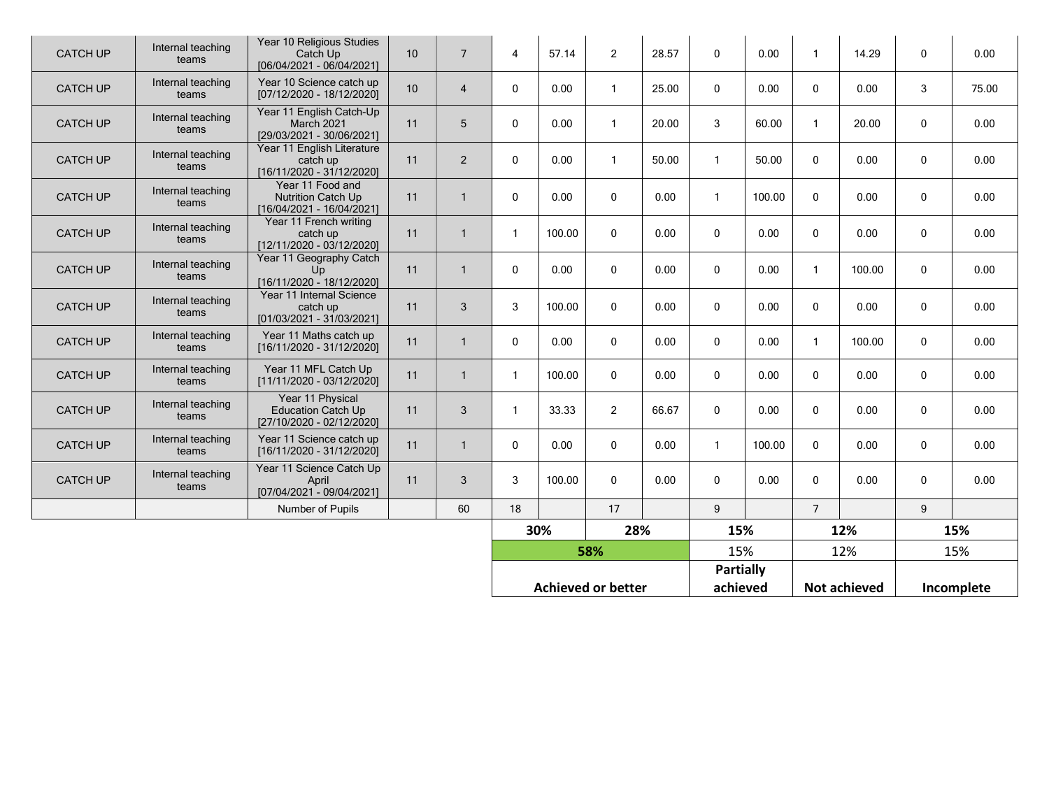| | | | | | | | | | | | | | | |
|---|---|---|---|---|---|---|---|---|---|---|---|---|---|---|
| CATCH UP | Internal teaching teams | Year 10 Religious Studies Catch Up [06/04/2021 - 06/04/2021] | 10 | 7 | 4 | 57.14 | 2 | 28.57 | 0 | 0.00 | 1 | 14.29 | 0 | 0.00 |
| CATCH UP | Internal teaching teams | Year 10 Science catch up [07/12/2020 - 18/12/2020] | 10 | 4 | 0 | 0.00 | 1 | 25.00 | 0 | 0.00 | 0 | 0.00 | 3 | 75.00 |
| CATCH UP | Internal teaching teams | Year 11 English Catch-Up March 2021 [29/03/2021 - 30/06/2021] | 11 | 5 | 0 | 0.00 | 1 | 20.00 | 3 | 60.00 | 1 | 20.00 | 0 | 0.00 |
| CATCH UP | Internal teaching teams | Year 11 English Literature catch up [16/11/2020 - 31/12/2020] | 11 | 2 | 0 | 0.00 | 1 | 50.00 | 1 | 50.00 | 0 | 0.00 | 0 | 0.00 |
| CATCH UP | Internal teaching teams | Year 11 Food and Nutrition Catch Up [16/04/2021 - 16/04/2021] | 11 | 1 | 0 | 0.00 | 0 | 0.00 | 1 | 100.00 | 0 | 0.00 | 0 | 0.00 |
| CATCH UP | Internal teaching teams | Year 11 French writing catch up [12/11/2020 - 03/12/2020] | 11 | 1 | 1 | 100.00 | 0 | 0.00 | 0 | 0.00 | 0 | 0.00 | 0 | 0.00 |
| CATCH UP | Internal teaching teams | Year 11 Geography Catch Up [16/11/2020 - 18/12/2020] | 11 | 1 | 0 | 0.00 | 0 | 0.00 | 0 | 0.00 | 1 | 100.00 | 0 | 0.00 |
| CATCH UP | Internal teaching teams | Year 11 Internal Science catch up [01/03/2021 - 31/03/2021] | 11 | 3 | 3 | 100.00 | 0 | 0.00 | 0 | 0.00 | 0 | 0.00 | 0 | 0.00 |
| CATCH UP | Internal teaching teams | Year 11 Maths catch up [16/11/2020 - 31/12/2020] | 11 | 1 | 0 | 0.00 | 0 | 0.00 | 0 | 0.00 | 1 | 100.00 | 0 | 0.00 |
| CATCH UP | Internal teaching teams | Year 11 MFL Catch Up [11/11/2020 - 03/12/2020] | 11 | 1 | 1 | 100.00 | 0 | 0.00 | 0 | 0.00 | 0 | 0.00 | 0 | 0.00 |
| CATCH UP | Internal teaching teams | Year 11 Physical Education Catch Up [27/10/2020 - 02/12/2020] | 11 | 3 | 1 | 33.33 | 2 | 66.67 | 0 | 0.00 | 0 | 0.00 | 0 | 0.00 |
| CATCH UP | Internal teaching teams | Year 11 Science catch up [16/11/2020 - 31/12/2020] | 11 | 1 | 0 | 0.00 | 0 | 0.00 | 1 | 100.00 | 0 | 0.00 | 0 | 0.00 |
| CATCH UP | Internal teaching teams | Year 11 Science Catch Up April [07/04/2021 - 09/04/2021] | 11 | 3 | 3 | 100.00 | 0 | 0.00 | 0 | 0.00 | 0 | 0.00 | 0 | 0.00 |
| | | Number of Pupils | | 60 | 18 | | 17 | | 9 | | 7 | | 9 | |
| | | | | | **30%** | | **28%** | | **15%** | | **12%** | | **15%** | |
| | | | | | **58%** | | | | 15% | | 12% | | 15% | |
| | | | | | **Achieved or better** | | | | **Partially achieved** | | **Not achieved** | | **Incomplete** | |